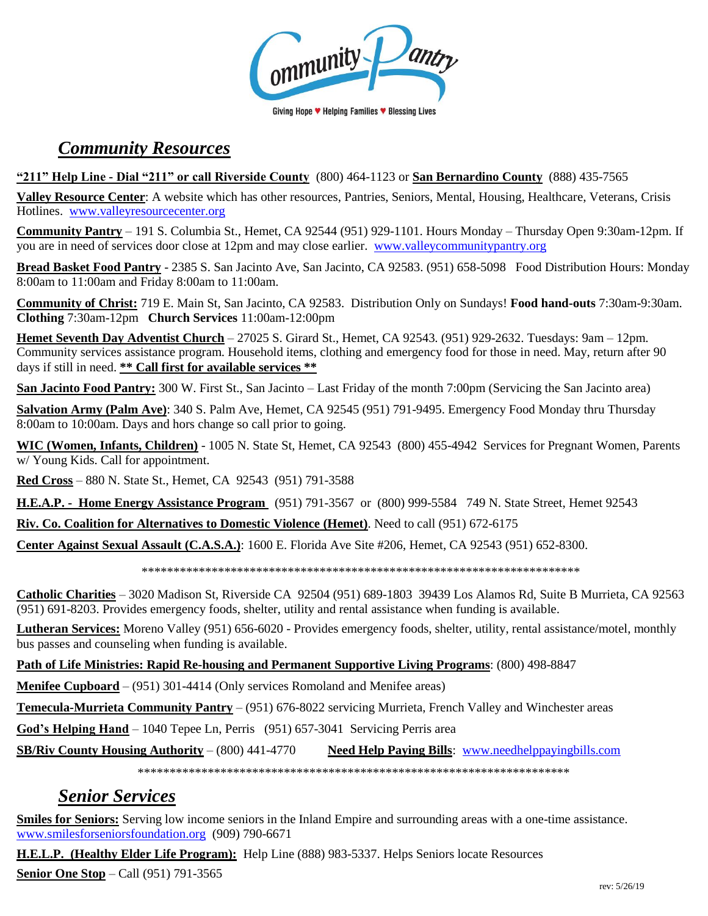Community Pantry

Giving Hope ♥ Helping Families ♥ Blessing Lives

## ***Community Resources***

**"211" Help Line - Dial "211" or call Riverside County** (800) 464-1123 or **San Bernardino County** (888) 435-7565

**Valley Resource Center**: A website which has other resources, Pantries, Seniors, Mental, Housing, Healthcare, Veterans, Crisis Hotlines. www.valleyresourcecenter.org

**Community Pantry** – 191 S. Columbia St., Hemet, CA 92544 (951) 929-1101. Hours Monday – Thursday Open 9:30am-12pm. If you are in need of services door close at 12pm and may close earlier. www.valleycommunitypantry.org

**Bread Basket Food Pantry** - 2385 S. San Jacinto Ave, San Jacinto, CA 92583. (951) 658-5098 Food Distribution Hours: Monday 8:00am to 11:00am and Friday 8:00am to 11:00am.

**Community of Christ:** 719 E. Main St, San Jacinto, CA 92583. Distribution Only on Sundays! **Food hand-outs** 7:30am-9:30am. **Clothing** 7:30am-12pm **Church Services** 11:00am-12:00pm

**Hemet Seventh Day Adventist Church** – 27025 S. Girard St., Hemet, CA 92543. (951) 929-2632. Tuesdays: 9am – 12pm. Community services assistance program. Household items, clothing and emergency food for those in need. May, return after 90 days if still in need. **** Call first for available services ****

**San Jacinto Food Pantry:** 300 W. First St., San Jacinto – Last Friday of the month 7:00pm (Servicing the San Jacinto area)

**Salvation Army (Palm Ave)**: 340 S. Palm Ave, Hemet, CA 92545 (951) 791-9495. Emergency Food Monday thru Thursday 8:00am to 10:00am. Days and hors change so call prior to going.

**WIC (Women, Infants, Children)** - 1005 N. State St, Hemet, CA 92543 (800) 455-4942 Services for Pregnant Women, Parents w/ Young Kids. Call for appointment.

**Red Cross** – 880 N. State St., Hemet, CA 92543 (951) 791-3588

**H.E.A.P. - Home Energy Assistance Program** (951) 791-3567 or (800) 999-5584 749 N. State Street, Hemet 92543

**Riv. Co. Coalition for Alternatives to Domestic Violence (Hemet)**. Need to call (951) 672-6175

**Center Against Sexual Assault (C.A.S.A.)**: 1600 E. Florida Ave Site #206, Hemet, CA 92543 (951) 652-8300.

************************************************************************

**Catholic Charities** – 3020 Madison St, Riverside CA 92504 (951) 689-1803 39439 Los Alamos Rd, Suite B Murrieta, CA 92563 (951) 691-8203. Provides emergency foods, shelter, utility and rental assistance when funding is available.

**Lutheran Services:** Moreno Valley (951) 656-6020 - Provides emergency foods, shelter, utility, rental assistance/motel, monthly bus passes and counseling when funding is available.

**Path of Life Ministries: Rapid Re-housing and Permanent Supportive Living Programs**: (800) 498-8847

**Menifee Cupboard** – (951) 301-4414 (Only services Romoland and Menifee areas)

**Temecula-Murrieta Community Pantry** – (951) 676-8022 servicing Murrieta, French Valley and Winchester areas

**God's Helping Hand** – 1040 Tepee Ln, Perris (951) 657-3041 Servicing Perris area

**SB/Riv County Housing Authority** – (800) 441-4770 **Need Help Paying Bills**: www.needhelppayingbills.com

************************************************************************

## ***Senior Services***

**Smiles for Seniors:** Serving low income seniors in the Inland Empire and surrounding areas with a one-time assistance. www.smilesforseniorsfoundation.org (909) 790-6671

**H.E.L.P. (Healthy Elder Life Program):** Help Line (888) 983-5337. Helps Seniors locate Resources

**Senior One Stop** – Call (951) 791-3565

rev: 5/26/19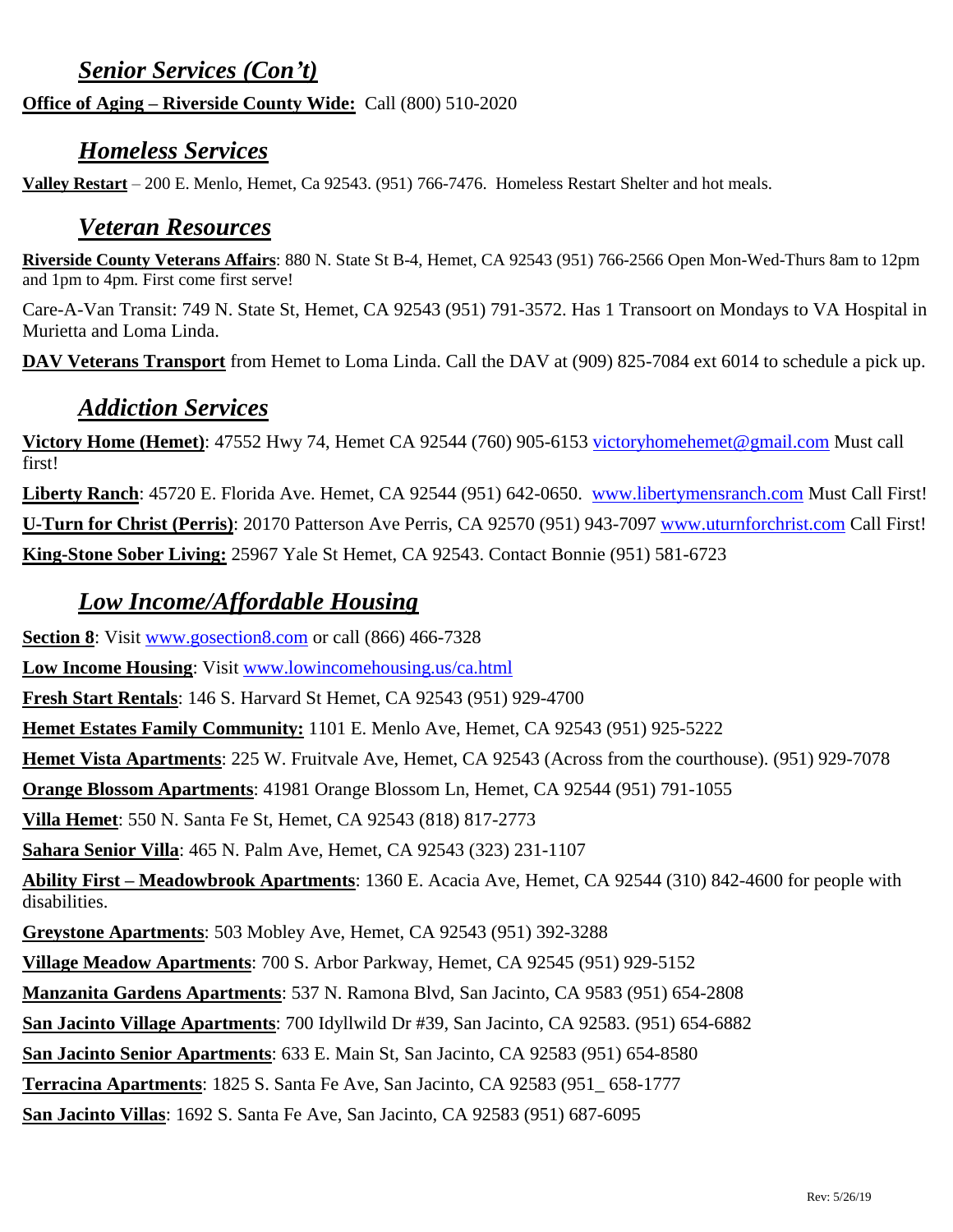## ***Senior Services (Con't)***

**Office of Aging – Riverside County Wide:** Call (800) 510-2020

## ***Homeless Services***

**Valley Restart** – 200 E. Menlo, Hemet, Ca 92543. (951) 766-7476. Homeless Restart Shelter and hot meals.

## ***Veteran Resources***

**Riverside County Veterans Affairs**: 880 N. State St B-4, Hemet, CA 92543 (951) 766-2566 Open Mon-Wed-Thurs 8am to 12pm and 1pm to 4pm. First come first serve!

Care-A-Van Transit: 749 N. State St, Hemet, CA 92543 (951) 791-3572. Has 1 Transoort on Mondays to VA Hospital in Murietta and Loma Linda.

**DAV Veterans Transport** from Hemet to Loma Linda. Call the DAV at (909) 825-7084 ext 6014 to schedule a pick up.

## ***Addiction Services***

**Victory Home (Hemet)**: 47552 Hwy 74, Hemet CA 92544 (760) 905-6153 victoryhomehemet@gmail.com Must call first!

**Liberty Ranch**: 45720 E. Florida Ave. Hemet, CA 92544 (951) 642-0650. www.libertymensranch.com Must Call First!

**U-Turn for Christ (Perris)**: 20170 Patterson Ave Perris, CA 92570 (951) 943-7097 www.uturnforchrist.com Call First!

**King-Stone Sober Living:** 25967 Yale St Hemet, CA 92543. Contact Bonnie (951) 581-6723

## ***Low Income/Affordable Housing***

**Section 8**: Visit www.gosection8.com or call (866) 466-7328

**Low Income Housing**: Visit www.lowincomehousing.us/ca.html

**Fresh Start Rentals**: 146 S. Harvard St Hemet, CA 92543 (951) 929-4700

**Hemet Estates Family Community:** 1101 E. Menlo Ave, Hemet, CA 92543 (951) 925-5222

**Hemet Vista Apartments**: 225 W. Fruitvale Ave, Hemet, CA 92543 (Across from the courthouse). (951) 929-7078

**Orange Blossom Apartments**: 41981 Orange Blossom Ln, Hemet, CA 92544 (951) 791-1055

**Villa Hemet**: 550 N. Santa Fe St, Hemet, CA 92543 (818) 817-2773

**Sahara Senior Villa**: 465 N. Palm Ave, Hemet, CA 92543 (323) 231-1107

**Ability First – Meadowbrook Apartments**: 1360 E. Acacia Ave, Hemet, CA 92544 (310) 842-4600 for people with disabilities.

**Greystone Apartments**: 503 Mobley Ave, Hemet, CA 92543 (951) 392-3288

**Village Meadow Apartments**: 700 S. Arbor Parkway, Hemet, CA 92545 (951) 929-5152

**Manzanita Gardens Apartments**: 537 N. Ramona Blvd, San Jacinto, CA 9583 (951) 654-2808

**San Jacinto Village Apartments**: 700 Idyllwild Dr #39, San Jacinto, CA 92583. (951) 654-6882

**San Jacinto Senior Apartments**: 633 E. Main St, San Jacinto, CA 92583 (951) 654-8580

**Terracina Apartments**: 1825 S. Santa Fe Ave, San Jacinto, CA 92583 (951_ 658-1777

**San Jacinto Villas**: 1692 S. Santa Fe Ave, San Jacinto, CA 92583 (951) 687-6095

Rev: 5/26/19